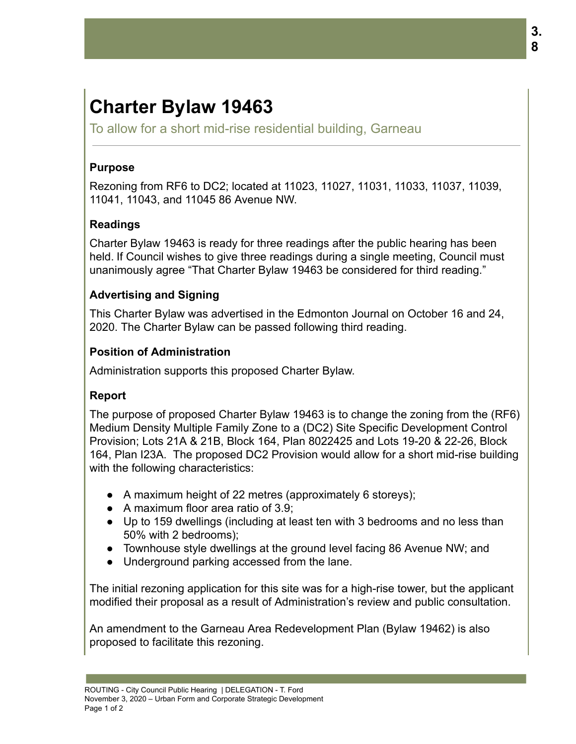# Charter Bylaw 19463

To allow for a short mid-rise residential building, Garneau

### Purpose

Rezoning from RF6 to DC2; located at 11023, 11027, 11031, 11033, 11037, 11039, 11041, 11043, and 11045 86 Avenue NW.

### Readings

Charter Bylaw 19463 is ready for three readings after the public hearing has been held. If Council wishes to give three readings during a single meeting, Council must unanimously agree "That Charter Bylaw 19463 be considered for third reading."

### Advertising and Signing

This Charter Bylaw was advertised in the Edmonton Journal on October 16 and 24, 2020. The Charter Bylaw can be passed following third reading.

### Position of Administration

Administration supports this proposed Charter Bylaw.

### Report

The purpose of proposed Charter Bylaw 19463 is to change the zoning from the (RF6) Medium Density Multiple Family Zone to a (DC2) Site Specific Development Control Provision; Lots 21A & 21B, Block 164, Plan 8022425 and Lots 19-20 & 22-26, Block 164, Plan I23A. The proposed DC2 Provision would allow for a short mid-rise building with the following characteristics:

- A maximum height of 22 metres (approximately 6 storeys);
- A maximum floor area ratio of 3.9;
- Up to 159 dwellings (including at least ten with 3 bedrooms and no less than 50% with 2 bedrooms);
- Townhouse style dwellings at the ground level facing 86 Avenue NW; and
- Underground parking accessed from the lane.

The initial rezoning application for this site was for a high-rise tower, but the applicant modified their proposal as a result of Administration's review and public consultation.

An amendment to the Garneau Area Redevelopment Plan (Bylaw 19462) is also proposed to facilitate this rezoning.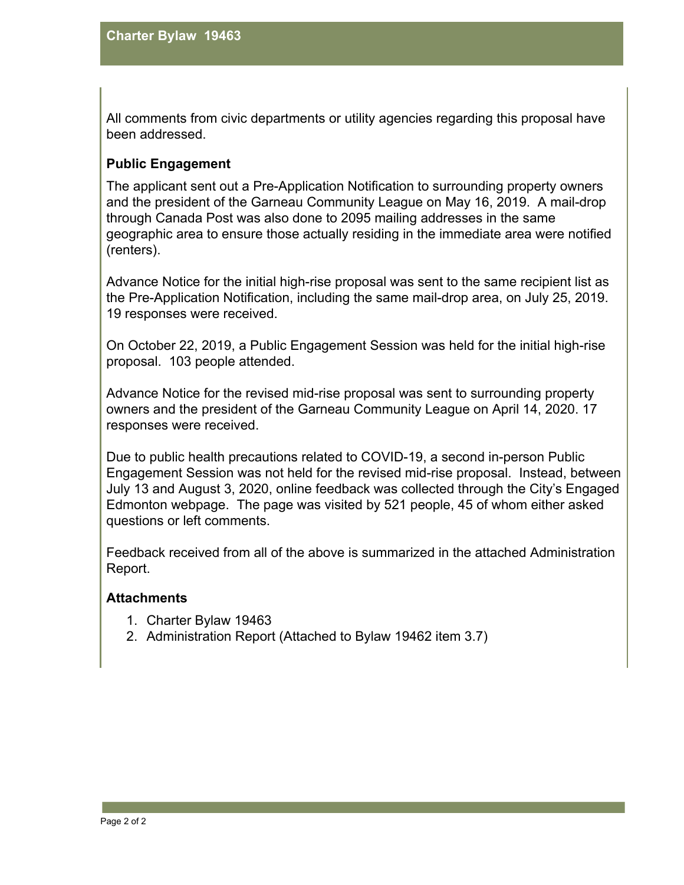All comments from civic departments or utility agencies regarding this proposal have been addressed.

**Public Engagement**

The applicant sent out a Pre-Application Notification to surrounding property owners and the president of the Garneau Community League on May 16, 2019. A mail-drop through Canada Post was also done to 2095 mailing addresses in the same geographic area to ensure those actually residing in the immediate area were notified (renters).

Advance Notice for the initial high-rise proposal was sent to the same recipient list as the Pre-Application Notification, including the same mail-drop area, on July 25, 2019. 19 responses were received.

On October 22, 2019, a Public Engagement Session was held for the initial high-rise proposal. 103 people attended.

Advance Notice for the revised mid-rise proposal was sent to surrounding property owners and the president of the Garneau Community League on April 14, 2020. 17 responses were received.

Due to public health precautions related to COVID-19, a second in-person Public Engagement Session was not held for the revised mid-rise proposal. Instead, between July 13 and August 3, 2020, online feedback was collected through the City's Engaged Edmonton webpage. The page was visited by 521 people, 45 of whom either asked questions or left comments.

Feedback received from all of the above is summarized in the attached Administration Report.

**Attachments**

1. Charter Bylaw 19463
2. Administration Report (Attached to Bylaw 19462 item 3.7)